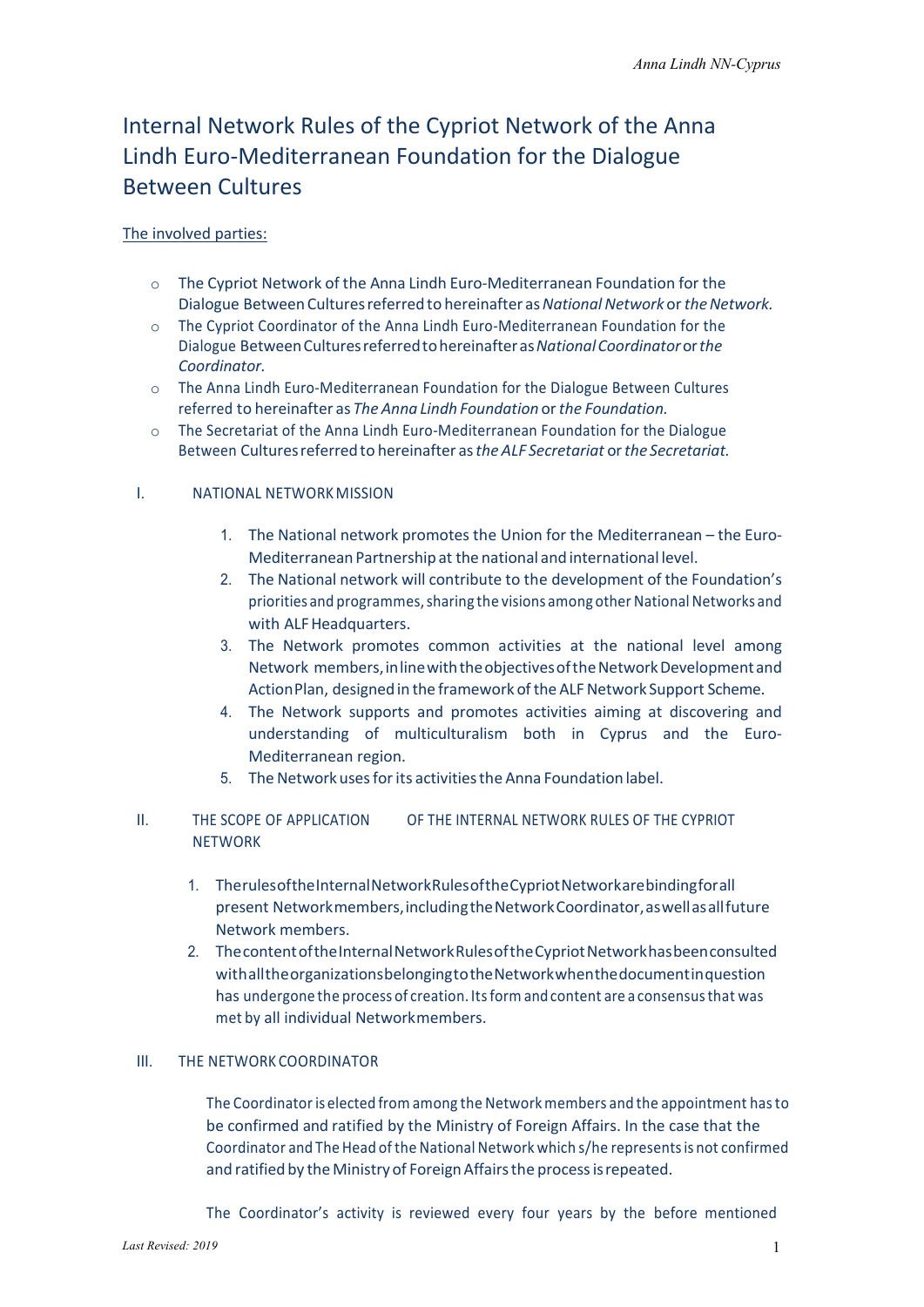# Internal Network Rules of the Cypriot Network of the Anna Lindh Euro-Mediterranean Foundation for the Dialogue Between Cultures

The involved parties:

- The Cypriot Network of the Anna Lindh Euro-Mediterranean Foundation for the Dialogue Between Cultures referred to hereinafter as *National Network* or *the Network.*
- The Cypriot Coordinator of the Anna Lindh Euro-Mediterranean Foundation for the Dialogue Between Cultures referred to hereinafter as *National Coordinator* or *the Coordinator.*
- The Anna Lindh Euro-Mediterranean Foundation for the Dialogue Between Cultures referred to hereinafter as *The Anna Lindh Foundation* or *the Foundation.*
- The Secretariat of the Anna Lindh Euro-Mediterranean Foundation for the Dialogue Between Cultures referred to hereinafter as *the ALF Secretariat* or *the Secretariat.*

## I. NATIONAL NETWORK MISSION

1. The National network promotes the Union for the Mediterranean – the Euro-Mediterranean Partnership at the national and international level.
2. The National network will contribute to the development of the Foundation's priorities and programmes, sharing the visions among other National Networks and with ALF Headquarters.
3. The Network promotes common activities at the national level among Network members, in line with the objectives of the Network Development and Action Plan, designed in the framework of the ALF Network Support Scheme.
4. The Network supports and promotes activities aiming at discovering and understanding of multiculturalism both in Cyprus and the Euro-Mediterranean region.
5. The Network uses for its activities the Anna Foundation label.

## II. THE SCOPE OF APPLICATION OF THE INTERNAL NETWORK RULES OF THE CYPRIOT NETWORK

1. The rules of the Internal Network Rules of the Cypriot Network are binding for all present Network members, including the Network Coordinator, as well as all future Network members.
2. The content of the Internal Network Rules of the Cypriot Network has been consulted with all the organizations belonging to the Network when the document in question has undergone the process of creation. Its form and content are a consensus that was met by all individual Network members.

## III. THE NETWORK COORDINATOR

The Coordinator is elected from among the Network members and the appointment has to be confirmed and ratified by the Ministry of Foreign Affairs. In the case that the Coordinator and The Head of the National Network which s/he represents is not confirmed and ratified by the Ministry of Foreign Affairs the process is repeated.

The Coordinator's activity is reviewed every four years by the before mentioned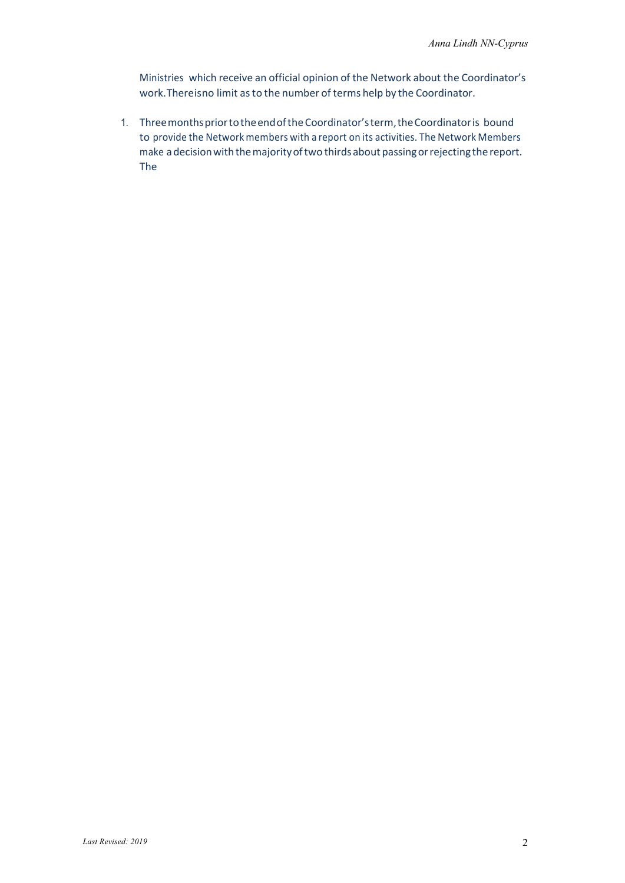Ministries which receive an official opinion of the Network about the Coordinator's work. There is no limit as to the number of terms help by the Coordinator.

1. Three months prior to the end of the Coordinator's term, the Coordinator is bound to provide the Network members with a report on its activities. The Network Members make a decision with the majority of two thirds about passing or rejecting the report. The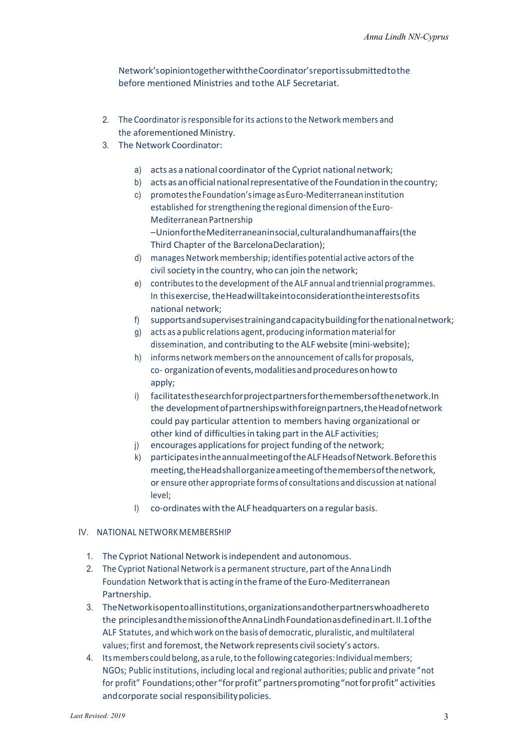Network's opinion together with the Coordinator's report is submitted to the before mentioned Ministries and to the ALF Secretariat.

2. The Coordinator is responsible for its actions to the Network members and the aforementioned Ministry.
3. The Network Coordinator:

   a) acts as a national coordinator of the Cypriot national network;
   b) acts as an official national representative of the Foundation in the country;
   c) promotes the Foundation's image as Euro-Mediterranean institution established for strengthening the regional dimension of the Euro-Mediterranean Partnership –Union for the Mediterranean in social, cultural and human affairs (the Third Chapter of the Barcelona Declaration);
   d) manages Network membership; identifies potential active actors of the civil society in the country, who can join the network;
   e) contributes to the development of the ALF annual and triennial programmes. In this exercise, the Head will take into consideration the interests of its national network;
   f) supports and supervises training and capacity building for the national network;
   g) acts as a public relations agent, producing information material for dissemination, and contributing to the ALF website (mini-website);
   h) informs network members on the announcement of calls for proposals, co- organization of events, modalities and procedures on how to apply;
   i) facilitates the search for project partners for the members of the network. In the development of partnerships with foreign partners, the Head of network could pay particular attention to members having organizational or other kind of difficulties in taking part in the ALF activities;
   j) encourages applications for project funding of the network;
   k) participates in the annual meeting of the ALF Heads of Network. Before this meeting, the Head shall organize a meeting of the members of the network, or ensure other appropriate forms of consultations and discussion at national level;
   l) co-ordinates with the ALF headquarters on a regular basis.

## IV. NATIONAL NETWORK MEMBERSHIP

1. The Cypriot National Network is independent and autonomous.
2. The Cypriot National Network is a permanent structure, part of the Anna Lindh Foundation Network that is acting in the frame of the Euro-Mediterranean Partnership.
3. The Network is open to all institutions, organizations and other partners who adhere to the principles and the mission of the Anna Lindh Foundation as defined in art. II.1 of the ALF Statutes, and which work on the basis of democratic, pluralistic, and multilateral values; first and foremost, the Network represents civil society's actors.
4. Its members could belong, as a rule, to the following categories: Individual members; NGOs; Public institutions, including local and regional authorities; public and private "not for profit" Foundations; other "for profit" partners promoting "not for profit" activities and corporate social responsibility policies.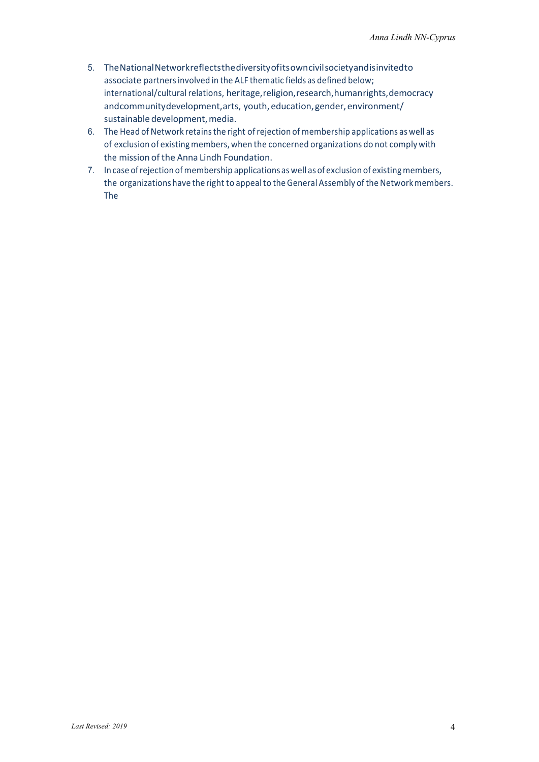5. The National Network reflects the diversity of its own civil society and is invited to associate partners involved in the ALF thematic fields as defined below; international/cultural relations, heritage, religion, research, human rights, democracy and community development, arts, youth, education, gender, environment/ sustainable development, media.
6. The Head of Network retains the right of rejection of membership applications as well as of exclusion of existing members, when the concerned organizations do not comply with the mission of the Anna Lindh Foundation.
7. In case of rejection of membership applications as well as of exclusion of existing members, the organizations have the right to appeal to the General Assembly of the Network members. The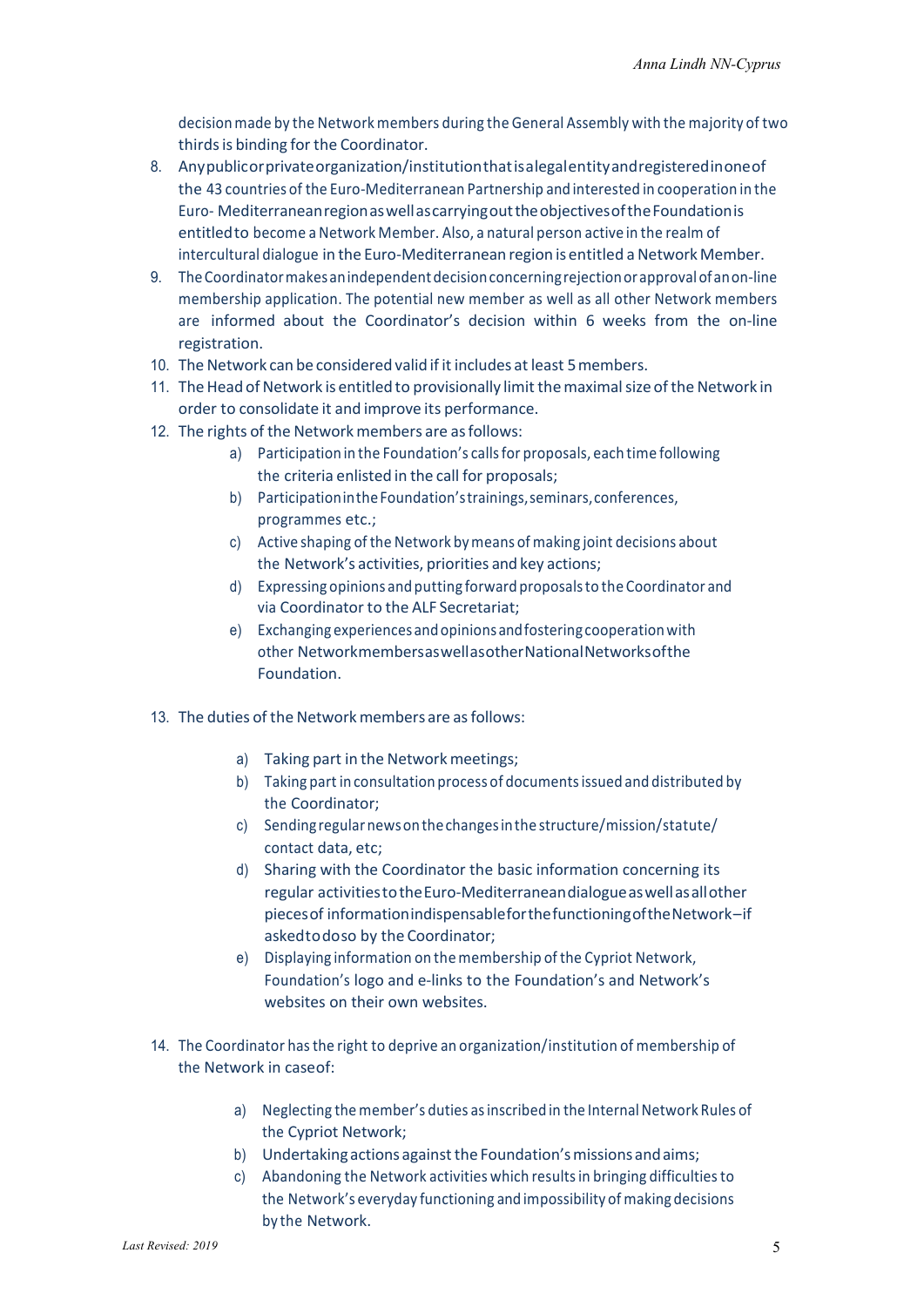decision made by the Network members during the General Assembly with the majority of two thirds is binding for the Coordinator.

8. Any public or private organization/institution that is a legal entity and registered in one of the 43 countries of the Euro-Mediterranean Partnership and interested in cooperation in the Euro- Mediterranean region as well as carrying out the objectives of the Foundation is entitled to become a Network Member. Also, a natural person active in the realm of intercultural dialogue in the Euro-Mediterranean region is entitled a Network Member.
9. The Coordinator makes an independent decision concerning rejection or approval of an on-line membership application. The potential new member as well as all other Network members are informed about the Coordinator's decision within 6 weeks from the on-line registration.
10. The Network can be considered valid if it includes at least 5 members.
11. The Head of Network is entitled to provisionally limit the maximal size of the Network in order to consolidate it and improve its performance.
12. The rights of the Network members are as follows:
    a) Participation in the Foundation's calls for proposals, each time following the criteria enlisted in the call for proposals;
    b) Participation in the Foundation's trainings, seminars, conferences, programmes etc.;
    c) Active shaping of the Network by means of making joint decisions about the Network's activities, priorities and key actions;
    d) Expressing opinions and putting forward proposals to the Coordinator and via Coordinator to the ALF Secretariat;
    e) Exchanging experiences and opinions and fostering cooperation with other Network members as well as other National Networks of the Foundation.
13. The duties of the Network members are as follows:
    a) Taking part in the Network meetings;
    b) Taking part in consultation process of documents issued and distributed by the Coordinator;
    c) Sending regular news on the changes in the structure/mission/statute/ contact data, etc;
    d) Sharing with the Coordinator the basic information concerning its regular activities to the Euro-Mediterranean dialogue as well as all other pieces of information indispensable for the functioning of the Network – if asked to do so by the Coordinator;
    e) Displaying information on the membership of the Cypriot Network, Foundation's logo and e-links to the Foundation's and Network's websites on their own websites.
14. The Coordinator has the right to deprive an organization/institution of membership of the Network in case of:
    a) Neglecting the member's duties as inscribed in the Internal Network Rules of the Cypriot Network;
    b) Undertaking actions against the Foundation's missions and aims;
    c) Abandoning the Network activities which results in bringing difficulties to the Network's everyday functioning and impossibility of making decisions by the Network.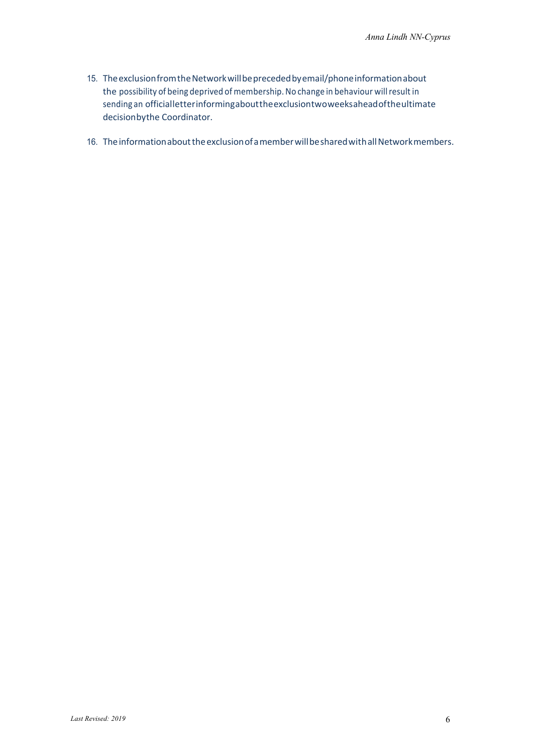15. The exclusion from the Network will be preceded by email/phone information about the possibility of being deprived of membership. No change in behaviour will result in sending an official letter informing about the exclusion two weeks ahead of the ultimate decision by the Coordinator.

16. The information about the exclusion of a member will be shared with all Network members.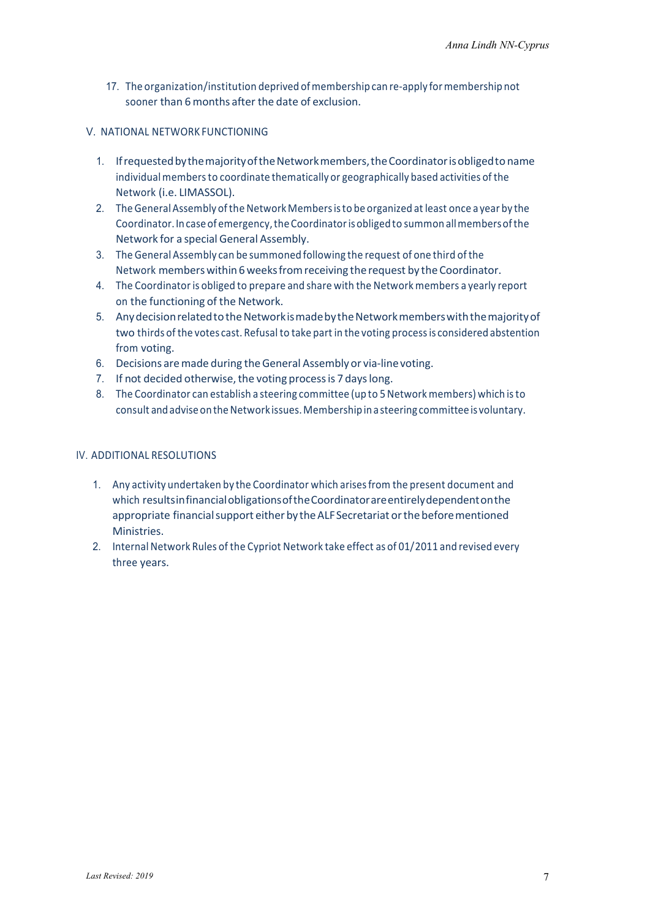17. The organization/institution deprived of membership can re-apply for membership not sooner than 6 months after the date of exclusion.

## V. NATIONAL NETWORK FUNCTIONING

1. If requested by the majority of the Network members, the Coordinator is obliged to name individual members to coordinate thematically or geographically based activities of the Network (i.e. LIMASSOL).
2. The General Assembly of the Network Members is to be organized at least once a year by the Coordinator. In case of emergency, the Coordinator is obliged to summon all members of the Network for a special General Assembly.
3. The General Assembly can be summoned following the request of one third of the Network members within 6 weeks from receiving the request by the Coordinator.
4. The Coordinator is obliged to prepare and share with the Network members a yearly report on the functioning of the Network.
5. Any decision related to the Network is made by the Network members with the majority of two thirds of the votes cast. Refusal to take part in the voting process is considered abstention from voting.
6. Decisions are made during the General Assembly or via-line voting.
7. If not decided otherwise, the voting process is 7 days long.
8. The Coordinator can establish a steering committee (up to 5 Network members) which is to consult and advise on the Network issues. Membership in a steering committee is voluntary.

## IV. ADDITIONAL RESOLUTIONS

1. Any activity undertaken by the Coordinator which arises from the present document and which results in financial obligations of the Coordinator are entirely dependent on the appropriate financial support either by the ALF Secretariat or the before mentioned Ministries.
2. Internal Network Rules of the Cypriot Network take effect as of 01/2011 and revised every three years.